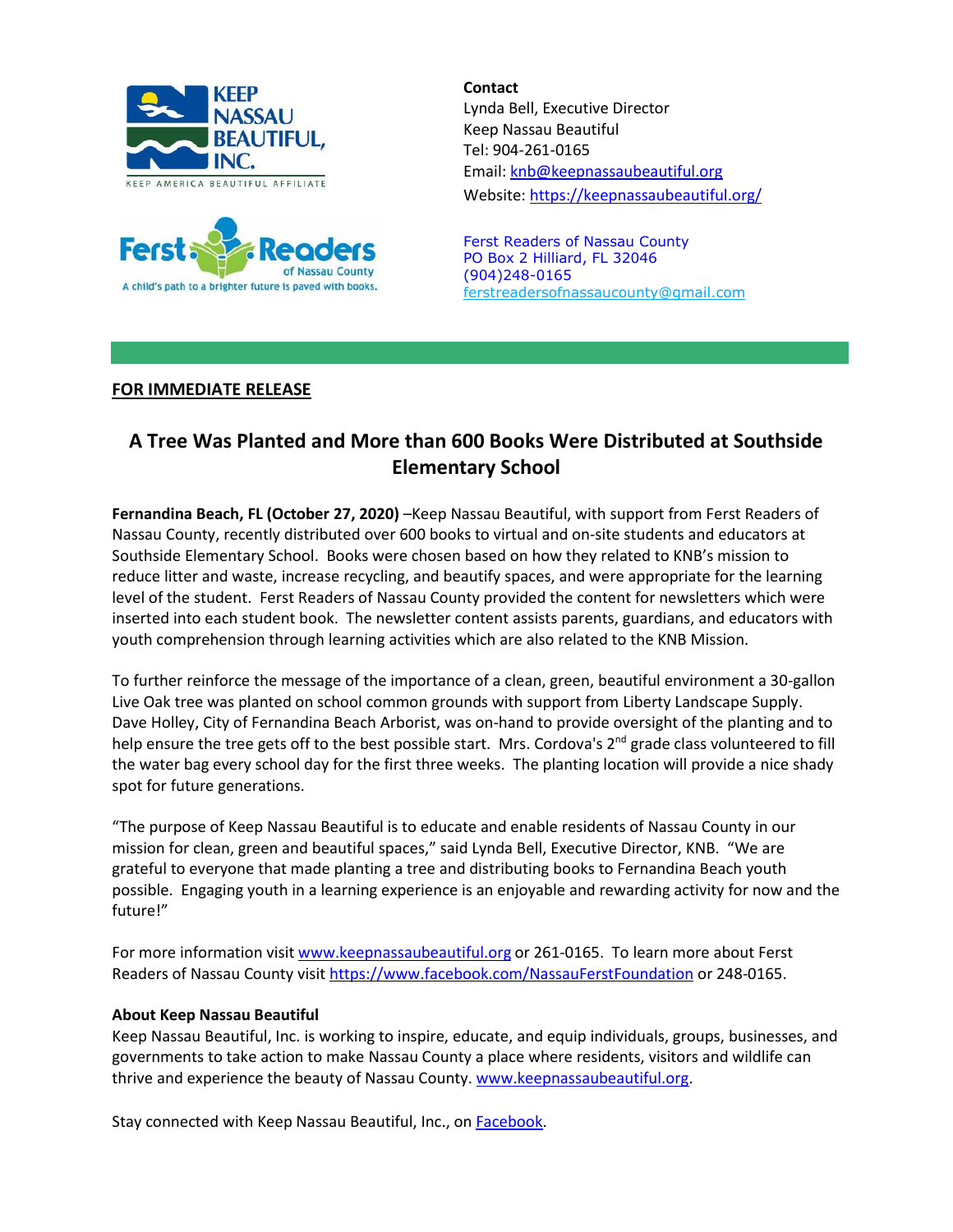**Contact**
Lynda Bell, Executive Director
Keep Nassau Beautiful
Tel: 904-261-0165
Email: knb@keepnassaubeautiful.org
Website: https://keepnassaubeautiful.org/

Ferst Readers of Nassau County
PO Box 2 Hilliard, FL 32046
(904)248-0165
ferstreadersofnassaucounty@gmail.com

**FOR IMMEDIATE RELEASE**

## A Tree Was Planted and More than 600 Books Were Distributed at Southside Elementary School

**Fernandina Beach, FL (October 27, 2020)** –Keep Nassau Beautiful, with support from Ferst Readers of Nassau County, recently distributed over 600 books to virtual and on-site students and educators at Southside Elementary School. Books were chosen based on how they related to KNB's mission to reduce litter and waste, increase recycling, and beautify spaces, and were appropriate for the learning level of the student. Ferst Readers of Nassau County provided the content for newsletters which were inserted into each student book. The newsletter content assists parents, guardians, and educators with youth comprehension through learning activities which are also related to the KNB Mission.

To further reinforce the message of the importance of a clean, green, beautiful environment a 30-gallon Live Oak tree was planted on school common grounds with support from Liberty Landscape Supply. Dave Holley, City of Fernandina Beach Arborist, was on-hand to provide oversight of the planting and to help ensure the tree gets off to the best possible start. Mrs. Cordova's 2nd grade class volunteered to fill the water bag every school day for the first three weeks. The planting location will provide a nice shady spot for future generations.

"The purpose of Keep Nassau Beautiful is to educate and enable residents of Nassau County in our mission for clean, green and beautiful spaces," said Lynda Bell, Executive Director, KNB. "We are grateful to everyone that made planting a tree and distributing books to Fernandina Beach youth possible. Engaging youth in a learning experience is an enjoyable and rewarding activity for now and the future!"

For more information visit www.keepnassaubeautiful.org or 261-0165. To learn more about Ferst Readers of Nassau County visit https://www.facebook.com/NassauFerstFoundation or 248-0165.

**About Keep Nassau Beautiful**
Keep Nassau Beautiful, Inc. is working to inspire, educate, and equip individuals, groups, businesses, and governments to take action to make Nassau County a place where residents, visitors and wildlife can thrive and experience the beauty of Nassau County. www.keepnassaubeautiful.org.

Stay connected with Keep Nassau Beautiful, Inc., on Facebook.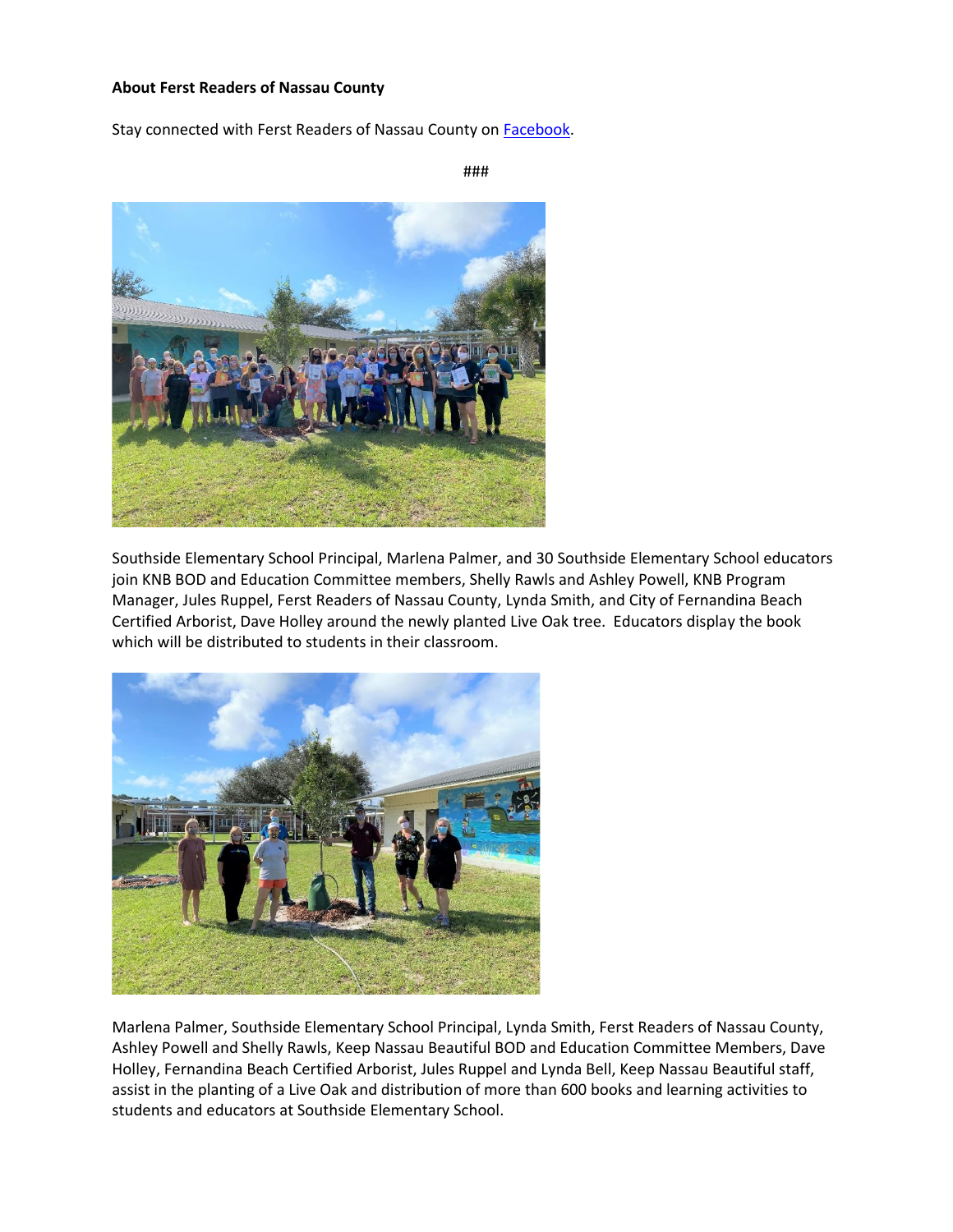**About Ferst Readers of Nassau County**

Stay connected with Ferst Readers of Nassau County on Facebook.

###

Southside Elementary School Principal, Marlena Palmer, and 30 Southside Elementary School educators join KNB BOD and Education Committee members, Shelly Rawls and Ashley Powell, KNB Program Manager, Jules Ruppel, Ferst Readers of Nassau County, Lynda Smith, and City of Fernandina Beach Certified Arborist, Dave Holley around the newly planted Live Oak tree. Educators display the book which will be distributed to students in their classroom.

Marlena Palmer, Southside Elementary School Principal, Lynda Smith, Ferst Readers of Nassau County, Ashley Powell and Shelly Rawls, Keep Nassau Beautiful BOD and Education Committee Members, Dave Holley, Fernandina Beach Certified Arborist, Jules Ruppel and Lynda Bell, Keep Nassau Beautiful staff, assist in the planting of a Live Oak and distribution of more than 600 books and learning activities to students and educators at Southside Elementary School.